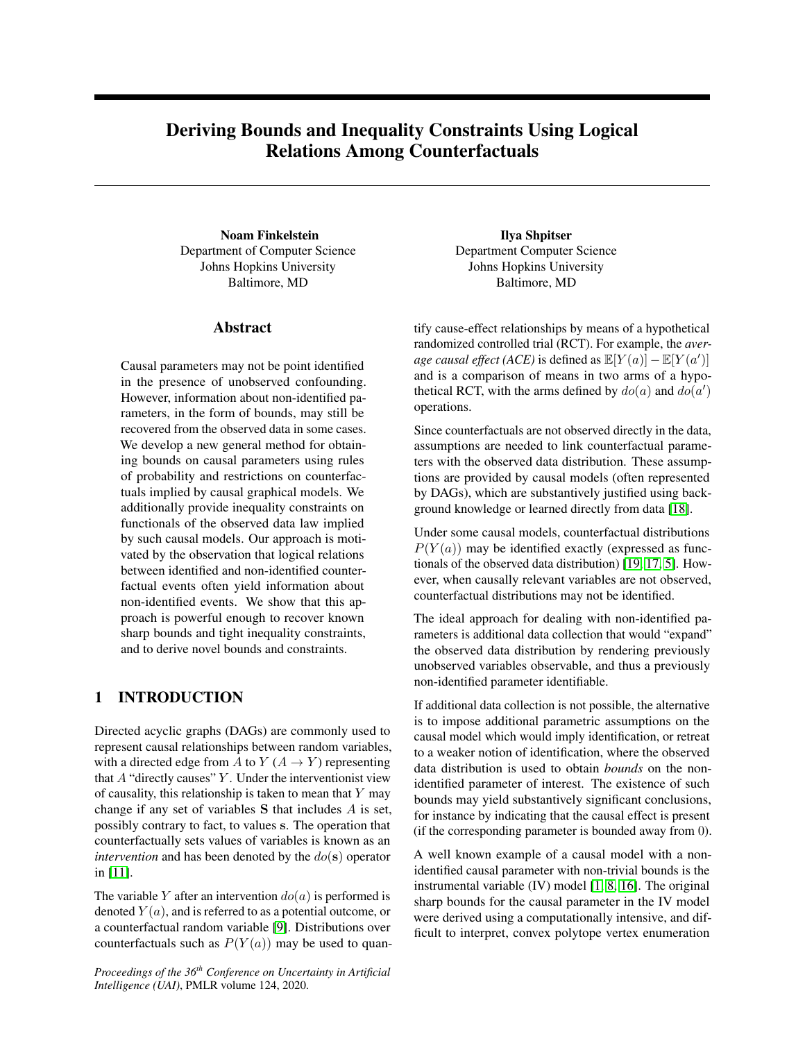# Deriving Bounds and Inequality Constraints Using Logical Relations Among Counterfactuals

**Noam Finkelstein**
Department of Computer Science
Johns Hopkins University
Baltimore, MD

**Ilya Shpitser**
Department Computer Science
Johns Hopkins University
Baltimore, MD

## Abstract

Causal parameters may not be point identified in the presence of unobserved confounding. However, information about non-identified parameters, in the form of bounds, may still be recovered from the observed data in some cases. We develop a new general method for obtaining bounds on causal parameters using rules of probability and restrictions on counterfactuals implied by causal graphical models. We additionally provide inequality constraints on functionals of the observed data law implied by such causal models. Our approach is motivated by the observation that logical relations between identified and non-identified counterfactual events often yield information about non-identified events. We show that this approach is powerful enough to recover known sharp bounds and tight inequality constraints, and to derive novel bounds and constraints.

## 1 INTRODUCTION

Directed acyclic graphs (DAGs) are commonly used to represent causal relationships between random variables, with a directed edge from $A$ to $Y$ ($A \to Y$) representing that $A$ "directly causes" $Y$. Under the interventionist view of causality, this relationship is taken to mean that $Y$ may change if any set of variables $\mathbf{S}$ that includes $A$ is set, possibly contrary to fact, to values $\mathbf{s}$. The operation that counterfactually sets values of variables is known as an *intervention* and has been denoted by the $do(\mathbf{s})$ operator in [11].

The variable $Y$ after an intervention $do(a)$ is performed is denoted $Y(a)$, and is referred to as a potential outcome, or a counterfactual random variable [9]. Distributions over counterfactuals such as $P(Y(a))$ may be used to quantify cause-effect relationships by means of a hypothetical randomized controlled trial (RCT). For example, the *average causal effect (ACE)* is defined as $\mathbb{E}[Y(a)] - \mathbb{E}[Y(a')]$ and is a comparison of means in two arms of a hypothetical RCT, with the arms defined by $do(a)$ and $do(a')$ operations.

Since counterfactuals are not observed directly in the data, assumptions are needed to link counterfactual parameters with the observed data distribution. These assumptions are provided by causal models (often represented by DAGs), which are substantively justified using background knowledge or learned directly from data [18].

Under some causal models, counterfactual distributions $P(Y(a))$ may be identified exactly (expressed as functionals of the observed data distribution) [19, 17, 5]. However, when causally relevant variables are not observed, counterfactual distributions may not be identified.

The ideal approach for dealing with non-identified parameters is additional data collection that would "expand" the observed data distribution by rendering previously unobserved variables observable, and thus a previously non-identified parameter identifiable.

If additional data collection is not possible, the alternative is to impose additional parametric assumptions on the causal model which would imply identification, or retreat to a weaker notion of identification, where the observed data distribution is used to obtain *bounds* on the non-identified parameter of interest. The existence of such bounds may yield substantively significant conclusions, for instance by indicating that the causal effect is present (if the corresponding parameter is bounded away from 0).

A well known example of a causal model with a non-identified causal parameter with non-trivial bounds is the instrumental variable (IV) model [1, 8, 16]. The original sharp bounds for the causal parameter in the IV model were derived using a computationally intensive, and difficult to interpret, convex polytope vertex enumeration

*Proceedings of the 36th Conference on Uncertainty in Artificial Intelligence (UAI)*, PMLR volume 124, 2020.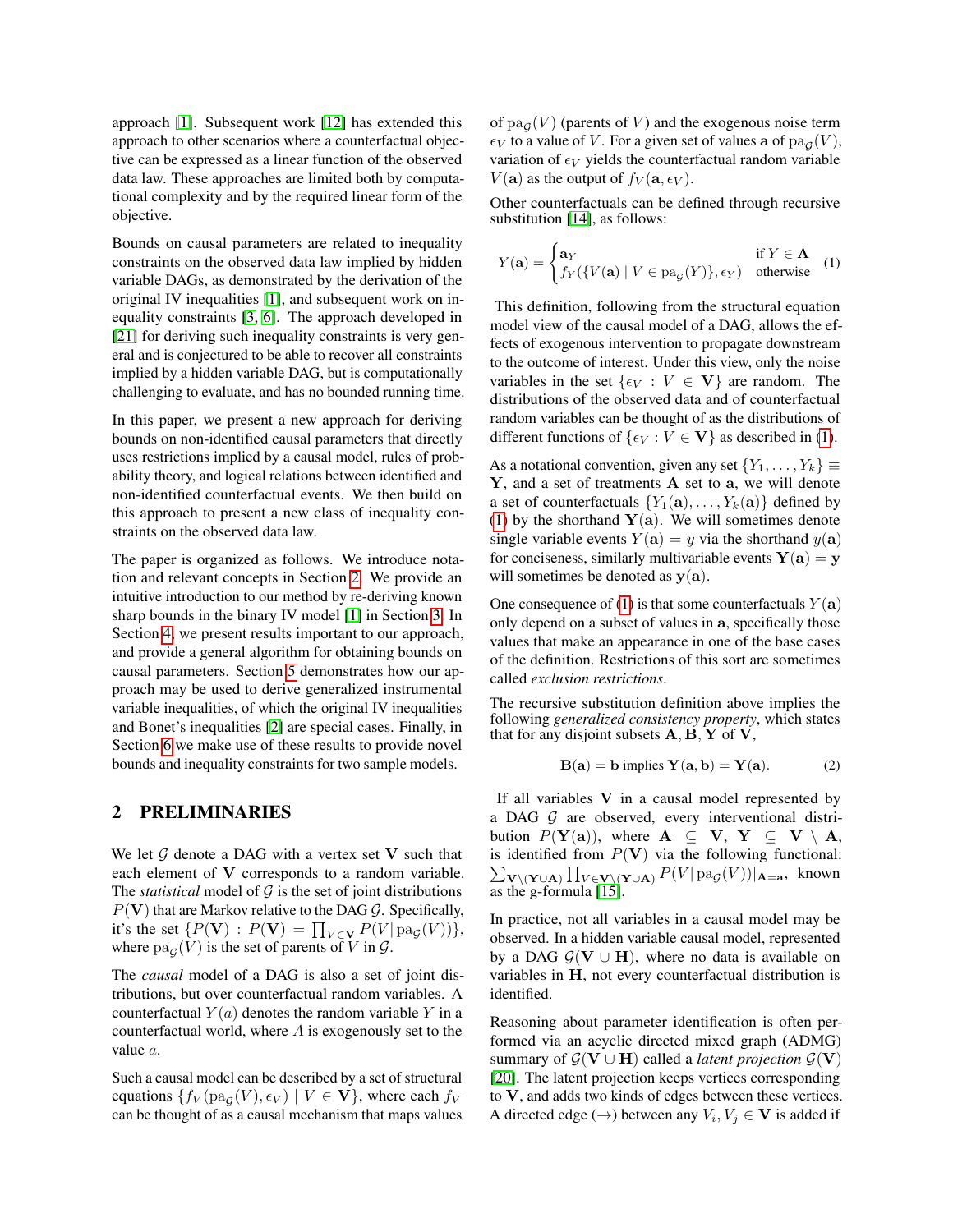approach [1]. Subsequent work [12] has extended this approach to other scenarios where a counterfactual objective can be expressed as a linear function of the observed data law. These approaches are limited both by computational complexity and by the required linear form of the objective.

Bounds on causal parameters are related to inequality constraints on the observed data law implied by hidden variable DAGs, as demonstrated by the derivation of the original IV inequalities [1], and subsequent work on inequality constraints [3, 6]. The approach developed in [21] for deriving such inequality constraints is very general and is conjectured to be able to recover all constraints implied by a hidden variable DAG, but is computationally challenging to evaluate, and has no bounded running time.

In this paper, we present a new approach for deriving bounds on non-identified causal parameters that directly uses restrictions implied by a causal model, rules of probability theory, and logical relations between identified and non-identified counterfactual events. We then build on this approach to present a new class of inequality constraints on the observed data law.

The paper is organized as follows. We introduce notation and relevant concepts in Section 2. We provide an intuitive introduction to our method by re-deriving known sharp bounds in the binary IV model [1] in Section 3. In Section 4, we present results important to our approach, and provide a general algorithm for obtaining bounds on causal parameters. Section 5 demonstrates how our approach may be used to derive generalized instrumental variable inequalities, of which the original IV inequalities and Bonet's inequalities [2] are special cases. Finally, in Section 6 we make use of these results to provide novel bounds and inequality constraints for two sample models.

## 2 PRELIMINARIES

We let $\mathcal{G}$ denote a DAG with a vertex set $\mathbf{V}$ such that each element of $\mathbf{V}$ corresponds to a random variable. The *statistical* model of $\mathcal{G}$ is the set of joint distributions $P(\mathbf{V})$ that are Markov relative to the DAG $\mathcal{G}$. Specifically, it's the set $\{P(\mathbf{V}) : P(\mathbf{V}) = \prod_{V \in \mathbf{V}} P(V | \text{pa}_{\mathcal{G}}(V))\}$, where $\text{pa}_{\mathcal{G}}(V)$ is the set of parents of $V$ in $\mathcal{G}$.

The *causal* model of a DAG is also a set of joint distributions, but over counterfactual random variables. A counterfactual $Y(a)$ denotes the random variable $Y$ in a counterfactual world, where $A$ is exogenously set to the value $a$.

Such a causal model can be described by a set of structural equations $\{f_V(\text{pa}_{\mathcal{G}}(V), \epsilon_V) \mid V \in \mathbf{V}\}$, where each $f_V$ can be thought of as a causal mechanism that maps values of $\text{pa}_{\mathcal{G}}(V)$ (parents of $V$) and the exogenous noise term $\epsilon_V$ to a value of $V$. For a given set of values $\mathbf{a}$ of $\text{pa}_{\mathcal{G}}(V)$, variation of $\epsilon_V$ yields the counterfactual random variable $V(\mathbf{a})$ as the output of $f_V(\mathbf{a}, \epsilon_V)$.

Other counterfactuals can be defined through recursive substitution [14], as follows:

$$Y(\mathbf{a}) = \begin{cases} \mathbf{a}_Y & \text{if } Y \in \mathbf{A} \\ f_Y(\{V(\mathbf{a}) \mid V \in \text{pa}_{\mathcal{G}}(Y)\}, \epsilon_Y) & \text{otherwise} \end{cases} \quad (1)$$

This definition, following from the structural equation model view of the causal model of a DAG, allows the effects of exogenous intervention to propagate downstream to the outcome of interest. Under this view, only the noise variables in the set $\{\epsilon_V : V \in \mathbf{V}\}$ are random. The distributions of the observed data and of counterfactual random variables can be thought of as the distributions of different functions of $\{\epsilon_V : V \in \mathbf{V}\}$ as described in (1).

As a notational convention, given any set $\{Y_1, \ldots, Y_k\} \equiv \mathbf{Y}$, and a set of treatments $\mathbf{A}$ set to $\mathbf{a}$, we will denote a set of counterfactuals $\{Y_1(\mathbf{a}), \ldots, Y_k(\mathbf{a})\}$ defined by (1) by the shorthand $\mathbf{Y}(\mathbf{a})$. We will sometimes denote single variable events $Y(\mathbf{a}) = y$ via the shorthand $y(\mathbf{a})$ for conciseness, similarly multivariable events $\mathbf{Y}(\mathbf{a}) = \mathbf{y}$ will sometimes be denoted as $\mathbf{y}(\mathbf{a})$.

One consequence of (1) is that some counterfactuals $Y(\mathbf{a})$ only depend on a subset of values in $\mathbf{a}$, specifically those values that make an appearance in one of the base cases of the definition. Restrictions of this sort are sometimes called *exclusion restrictions*.

The recursive substitution definition above implies the following *generalized consistency property*, which states that for any disjoint subsets $\mathbf{A}, \mathbf{B}, \mathbf{Y}$ of $\mathbf{V}$,

$$\mathbf{B}(\mathbf{a}) = \mathbf{b} \text{ implies } \mathbf{Y}(\mathbf{a}, \mathbf{b}) = \mathbf{Y}(\mathbf{a}). \quad (2)$$

If all variables $\mathbf{V}$ in a causal model represented by a DAG $\mathcal{G}$ are observed, every interventional distribution $P(\mathbf{Y}(\mathbf{a}))$, where $\mathbf{A} \subseteq \mathbf{V}$, $\mathbf{Y} \subseteq \mathbf{V} \setminus \mathbf{A}$, is identified from $P(\mathbf{V})$ via the following functional: $\sum_{\mathbf{V} \setminus (\mathbf{Y} \cup \mathbf{A})} \prod_{V \in \mathbf{V} \setminus (\mathbf{Y} \cup \mathbf{A})} P(V | \text{pa}_{\mathcal{G}}(V))|_{\mathbf{A}=\mathbf{a}}$, known as the g-formula [15].

In practice, not all variables in a causal model may be observed. In a hidden variable causal model, represented by a DAG $\mathcal{G}(\mathbf{V} \cup \mathbf{H})$, where no data is available on variables in $\mathbf{H}$, not every counterfactual distribution is identified.

Reasoning about parameter identification is often performed via an acyclic directed mixed graph (ADMG) summary of $\mathcal{G}(\mathbf{V} \cup \mathbf{H})$ called a *latent projection* $\mathcal{G}(\mathbf{V})$ [20]. The latent projection keeps vertices corresponding to $\mathbf{V}$, and adds two kinds of edges between these vertices. A directed edge ($\rightarrow$) between any $V_i, V_j \in \mathbf{V}$ is added if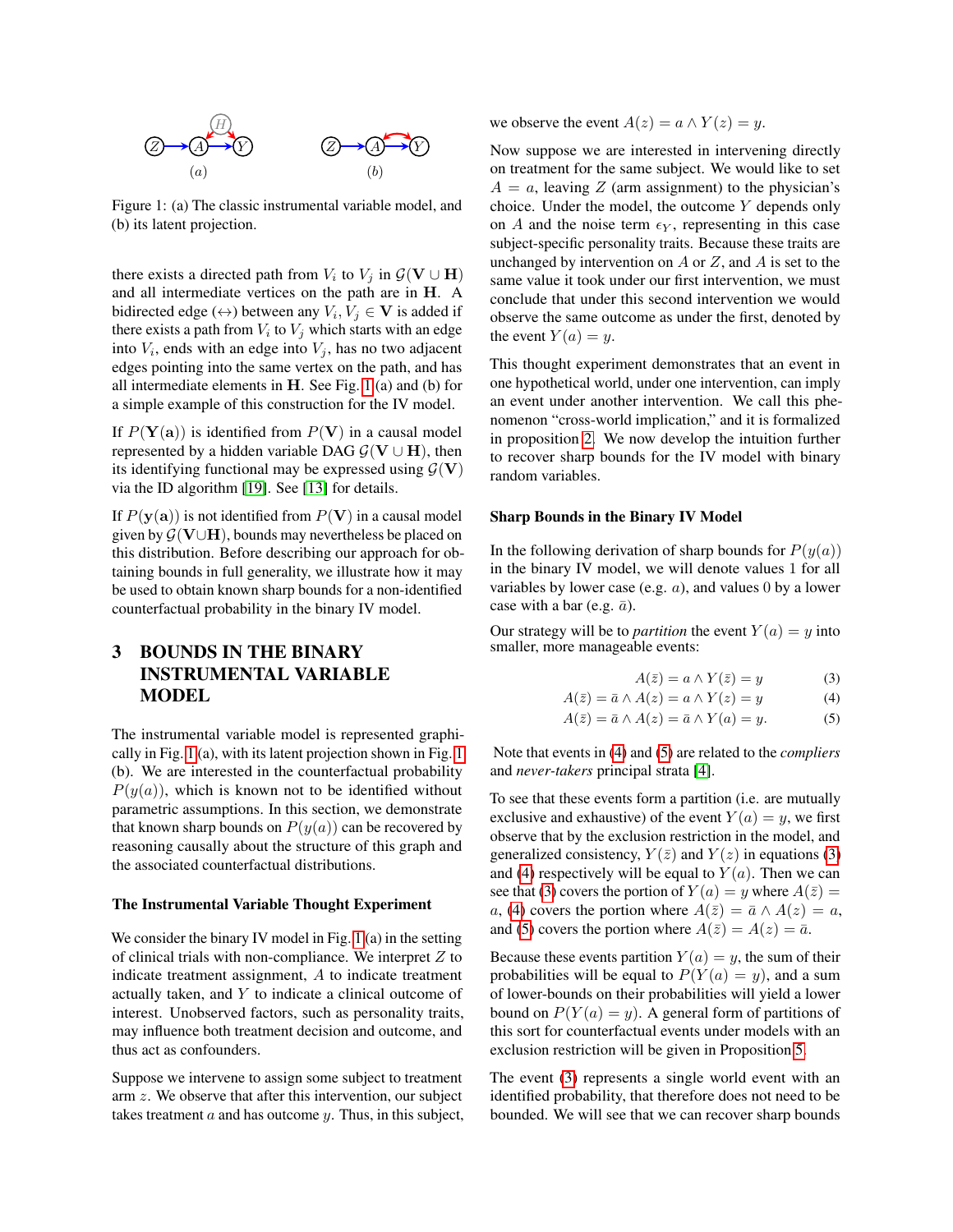Figure 1: (a) The classic instrumental variable model, and (b) its latent projection.

there exists a directed path from $V_i$ to $V_j$ in $\mathcal{G}(\mathbf{V} \cup \mathbf{H})$ and all intermediate vertices on the path are in $\mathbf{H}$. A bidirected edge ($\leftrightarrow$) between any $V_i, V_j \in \mathbf{V}$ is added if there exists a path from $V_i$ to $V_j$ which starts with an edge into $V_i$, ends with an edge into $V_j$, has no two adjacent edges pointing into the same vertex on the path, and has all intermediate elements in $\mathbf{H}$. See Fig. 1(a) and (b) for a simple example of this construction for the IV model.

If $P(\mathbf{Y}(\mathbf{a}))$ is identified from $P(\mathbf{V})$ in a causal model represented by a hidden variable DAG $\mathcal{G}(\mathbf{V} \cup \mathbf{H})$, then its identifying functional may be expressed using $\mathcal{G}(\mathbf{V})$ via the ID algorithm [19]. See [13] for details.

If $P(\mathbf{y}(\mathbf{a}))$ is not identified from $P(\mathbf{V})$ in a causal model given by $\mathcal{G}(\mathbf{V} \cup \mathbf{H})$, bounds may nevertheless be placed on this distribution. Before describing our approach for obtaining bounds in full generality, we illustrate how it may be used to obtain known sharp bounds for a non-identified counterfactual probability in the binary IV model.

# 3 BOUNDS IN THE BINARY INSTRUMENTAL VARIABLE MODEL

The instrumental variable model is represented graphically in Fig. 1(a), with its latent projection shown in Fig. 1 (b). We are interested in the counterfactual probability $P(y(a))$, which is known not to be identified without parametric assumptions. In this section, we demonstrate that known sharp bounds on $P(y(a))$ can be recovered by reasoning causally about the structure of this graph and the associated counterfactual distributions.

### The Instrumental Variable Thought Experiment

We consider the binary IV model in Fig. 1(a) in the setting of clinical trials with non-compliance. We interpret $Z$ to indicate treatment assignment, $A$ to indicate treatment actually taken, and $Y$ to indicate a clinical outcome of interest. Unobserved factors, such as personality traits, may influence both treatment decision and outcome, and thus act as confounders.

Suppose we intervene to assign some subject to treatment arm $z$. We observe that after this intervention, our subject takes treatment $a$ and has outcome $y$. Thus, in this subject, we observe the event $A(z) = a \wedge Y(z) = y$.

Now suppose we are interested in intervening directly on treatment for the same subject. We would like to set $A = a$, leaving $Z$ (arm assignment) to the physician's choice. Under the model, the outcome $Y$ depends only on $A$ and the noise term $\epsilon_Y$, representing in this case subject-specific personality traits. Because these traits are unchanged by intervention on $A$ or $Z$, and $A$ is set to the same value it took under our first intervention, we must conclude that under this second intervention we would observe the same outcome as under the first, denoted by the event $Y(a) = y$.

This thought experiment demonstrates that an event in one hypothetical world, under one intervention, can imply an event under another intervention. We call this phenomenon "cross-world implication," and it is formalized in proposition 2. We now develop the intuition further to recover sharp bounds for the IV model with binary random variables.

### Sharp Bounds in the Binary IV Model

In the following derivation of sharp bounds for $P(y(a))$ in the binary IV model, we will denote values 1 for all variables by lower case (e.g. $a$), and values 0 by a lower case with a bar (e.g. $\bar{a}$).

Our strategy will be to *partition* the event $Y(a) = y$ into smaller, more manageable events:

$$A(\bar{z}) = a \wedge Y(\bar{z}) = y \tag{3}$$
$$A(\bar{z}) = \bar{a} \wedge A(z) = a \wedge Y(z) = y \tag{4}$$
$$A(\bar{z}) = \bar{a} \wedge A(z) = \bar{a} \wedge Y(a) = y. \tag{5}$$

Note that events in (4) and (5) are related to the *compliers* and *never-takers* principal strata [4].

To see that these events form a partition (i.e. are mutually exclusive and exhaustive) of the event $Y(a) = y$, we first observe that by the exclusion restriction in the model, and generalized consistency, $Y(\bar{z})$ and $Y(z)$ in equations (3) and (4) respectively will be equal to $Y(a)$. Then we can see that (3) covers the portion of $Y(a) = y$ where $A(\bar{z}) = a$, (4) covers the portion where $A(\bar{z}) = \bar{a} \wedge A(z) = a$, and (5) covers the portion where $A(\bar{z}) = A(z) = \bar{a}$.

Because these events partition $Y(a) = y$, the sum of their probabilities will be equal to $P(Y(a) = y)$, and a sum of lower-bounds on their probabilities will yield a lower bound on $P(Y(a) = y)$. A general form of partitions of this sort for counterfactual events under models with an exclusion restriction will be given in Proposition 5.

The event (3) represents a single world event with an identified probability, that therefore does not need to be bounded. We will see that we can recover sharp bounds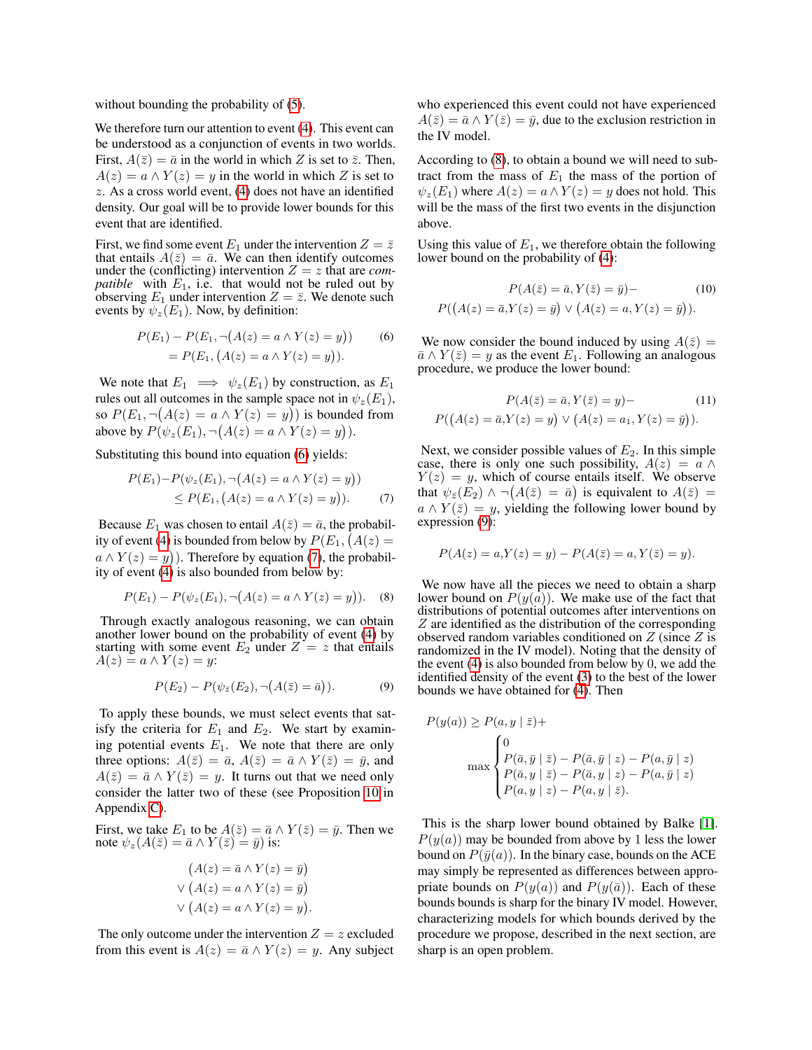without bounding the probability of (5).

We therefore turn our attention to event (4). This event can be understood as a conjunction of events in two worlds. First, $A(\bar{z}) = \bar{a}$ in the world in which $Z$ is set to $\bar{z}$. Then, $A(z) = a \wedge Y(z) = y$ in the world in which $Z$ is set to $z$. As a cross world event, (4) does not have an identified density. Our goal will be to provide lower bounds for this event that are identified.

First, we find some event $E_1$ under the intervention $Z = \bar{z}$ that entails $A(\bar{z}) = \bar{a}$. We can then identify outcomes under the (conflicting) intervention $Z = z$ that are *compatible* with $E_1$, i.e. that would not be ruled out by observing $E_1$ under intervention $Z = \bar{z}$. We denote such events by $\psi_z(E_1)$. Now, by definition:

$$
\begin{aligned}
P(E_1) - P(E_1, \neg(A(z) = a \wedge Y(z) = y)) \quad (6) \\
= P(E_1, (A(z) = a \wedge Y(z) = y)).
\end{aligned}
$$

We note that $E_1 \implies \psi_z(E_1)$ by construction, as $E_1$ rules out all outcomes in the sample space not in $\psi_z(E_1)$, so $P(E_1, \neg(A(z) = a \wedge Y(z) = y))$ is bounded from above by $P(\psi_z(E_1), \neg(A(z) = a \wedge Y(z) = y))$.

Substituting this bound into equation (6) yields:

$$
\begin{aligned}
P(E_1) - P(\psi_z(E_1), \neg(A(z) = a \wedge Y(z) = y)) \\
\leq P(E_1, (A(z) = a \wedge Y(z) = y)). \quad (7)
\end{aligned}
$$

Because $E_1$ was chosen to entail $A(\bar{z}) = \bar{a}$, the probability of event (4) is bounded from below by $P(E_1, (A(z) = a \wedge Y(z) = y))$. Therefore by equation (7), the probability of event (4) is also bounded from below by:

$$
P(E_1) - P(\psi_z(E_1), \neg(A(z) = a \wedge Y(z) = y)). \quad (8)
$$

Through exactly analogous reasoning, we can obtain another lower bound on the probability of event (4) by starting with some event $E_2$ under $Z = z$ that entails $A(z) = a \wedge Y(z) = y$:

$$
P(E_2) - P(\psi_{\bar{z}}(E_2), \neg(A(\bar{z}) = \bar{a})). \quad (9)
$$

To apply these bounds, we must select events that satisfy the criteria for $E_1$ and $E_2$. We start by examining potential events $E_1$. We note that there are only three options: $A(\bar{z}) = \bar{a}$, $A(\bar{z}) = \bar{a} \wedge Y(\bar{z}) = \bar{y}$, and $A(\bar{z}) = \bar{a} \wedge Y(\bar{z}) = y$. It turns out that we need only consider the latter two of these (see Proposition 10 in Appendix C).

First, we take $E_1$ to be $A(\bar{z}) = \bar{a} \wedge Y(\bar{z}) = \bar{y}$. Then we note $\psi_z(A(\bar{z}) = \bar{a} \wedge Y(\bar{z}) = \bar{y})$ is:

$$
\begin{aligned}
&(A(z) = \bar{a} \wedge Y(z) = \bar{y}) \\
\vee &(A(z) = a \wedge Y(z) = \bar{y}) \\
\vee &(A(z) = a \wedge Y(z) = y).
\end{aligned}
$$

The only outcome under the intervention $Z = z$ excluded from this event is $A(z) = \bar{a} \wedge Y(z) = y$. Any subject who experienced this event could not have experienced $A(\bar{z}) = \bar{a} \wedge Y(\bar{z}) = \bar{y}$, due to the exclusion restriction in the IV model.

According to (8), to obtain a bound we will need to subtract from the mass of $E_1$ the mass of the portion of $\psi_z(E_1)$ where $A(z) = a \wedge Y(z) = y$ does not hold. This will be the mass of the first two events in the disjunction above.

Using this value of $E_1$, we therefore obtain the following lower bound on the probability of (4):

$$
\begin{aligned}
P(A(\bar{z}) = \bar{a}, Y(\bar{z}) = \bar{y}) - \quad (10) \\
P((A(z) = \bar{a}, Y(z) = \bar{y}) \vee (A(z) = a, Y(z) = \bar{y})).
\end{aligned}
$$

We now consider the bound induced by using $A(\bar{z}) = \bar{a} \wedge Y(\bar{z}) = y$ as the event $E_1$. Following an analogous procedure, we produce the lower bound:

$$
\begin{aligned}
P(A(\bar{z}) = \bar{a}, Y(\bar{z}) = y) - \quad (11) \\
P((A(z) = \bar{a}, Y(z) = y) \vee (A(z) = a_1, Y(z) = \bar{y})).
\end{aligned}
$$

Next, we consider possible values of $E_2$. In this simple case, there is only one such possibility, $A(z) = a \wedge Y(z) = y$, which of course entails itself. We observe that $\psi_{\bar{z}}(E_2) \wedge \neg(A(\bar{z}) = \bar{a})$ is equivalent to $A(\bar{z}) = a \wedge Y(\bar{z}) = y$, yielding the following lower bound by expression (9):

$$
P(A(z) = a, Y(z) = y) - P(A(\bar{z}) = a, Y(\bar{z}) = y).
$$

We now have all the pieces we need to obtain a sharp lower bound on $P(y(a))$. We make use of the fact that distributions of potential outcomes after interventions on $Z$ are identified as the distribution of the corresponding observed random variables conditioned on $Z$ (since $Z$ is randomized in the IV model). Noting that the density of the event (4) is also bounded from below by 0, we add the identified density of the event (3) to the best of the lower bounds we have obtained for (4). Then

$$
P(y(a)) \geq P(a, y \mid \bar{z}) + \max \begin{cases} 0 \\ P(\bar{a}, \bar{y} \mid \bar{z}) - P(\bar{a}, \bar{y} \mid z) - P(a, \bar{y} \mid z) \\ P(\bar{a}, y \mid \bar{z}) - P(\bar{a}, y \mid z) - P(a, \bar{y} \mid z) \\ P(a, y \mid z) - P(a, y \mid \bar{z}). \end{cases}
$$

This is the sharp lower bound obtained by Balke [1]. $P(y(a))$ may be bounded from above by 1 less the lower bound on $P(\bar{y}(a))$. In the binary case, bounds on the ACE may simply be represented as differences between appropriate bounds on $P(y(a))$ and $P(y(\bar{a}))$. Each of these bounds bounds is sharp for the binary IV model. However, characterizing models for which bounds derived by the procedure we propose, described in the next section, are sharp is an open problem.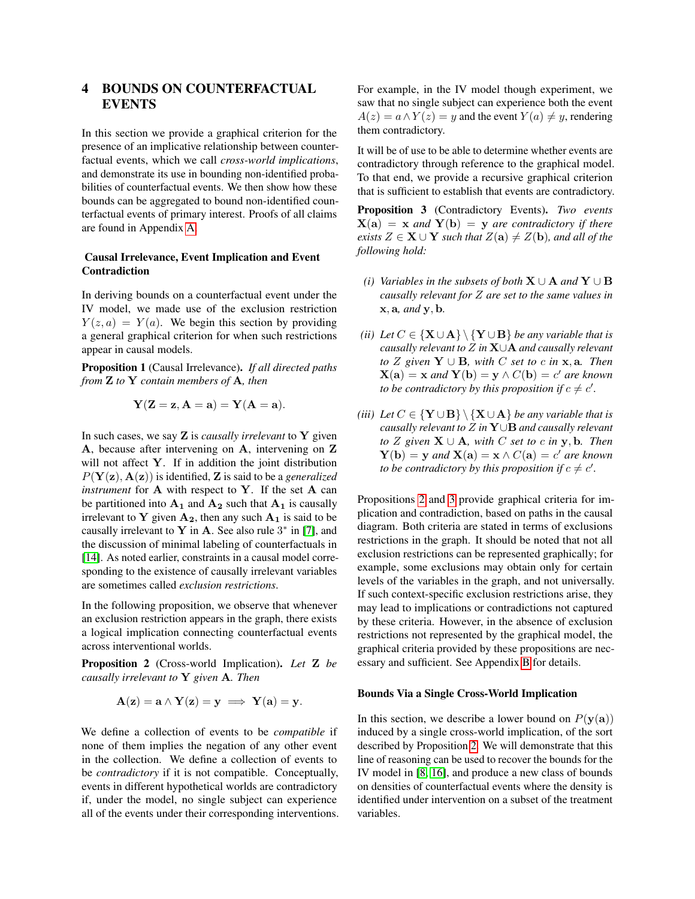# 4 BOUNDS ON COUNTERFACTUAL EVENTS

In this section we provide a graphical criterion for the presence of an implicative relationship between counterfactual events, which we call *cross-world implications*, and demonstrate its use in bounding non-identified probabilities of counterfactual events. We then show how these bounds can be aggregated to bound non-identified counterfactual events of primary interest. Proofs of all claims are found in Appendix A.

### Causal Irrelevance, Event Implication and Event Contradiction

In deriving bounds on a counterfactual event under the IV model, we made use of the exclusion restriction $Y(z, a) = Y(a)$. We begin this section by providing a general graphical criterion for when such restrictions appear in causal models.

**Proposition 1** (Causal Irrelevance)**.** *If all directed paths from* $\mathbf{Z}$ *to* $\mathbf{Y}$ *contain members of* $\mathbf{A}$*, then*

$$\mathbf{Y}(\mathbf{Z} = \mathbf{z}, \mathbf{A} = \mathbf{a}) = \mathbf{Y}(\mathbf{A} = \mathbf{a}).$$

In such cases, we say $\mathbf{Z}$ is *causally irrelevant* to $\mathbf{Y}$ given $\mathbf{A}$, because after intervening on $\mathbf{A}$, intervening on $\mathbf{Z}$ will not affect $\mathbf{Y}$. If in addition the joint distribution $P(\mathbf{Y}(\mathbf{z}), \mathbf{A}(\mathbf{z}))$ is identified, $\mathbf{Z}$ is said to be a *generalized instrument* for $\mathbf{A}$ with respect to $\mathbf{Y}$. If the set $\mathbf{A}$ can be partitioned into $\mathbf{A_1}$ and $\mathbf{A_2}$ such that $\mathbf{A_1}$ is causally irrelevant to $\mathbf{Y}$ given $\mathbf{A_2}$, then any such $\mathbf{A_1}$ is said to be causally irrelevant to $\mathbf{Y}$ in $\mathbf{A}$. See also rule $3^*$ in [7], and the discussion of minimal labeling of counterfactuals in [14]. As noted earlier, constraints in a causal model corresponding to the existence of causally irrelevant variables are sometimes called *exclusion restrictions*.

In the following proposition, we observe that whenever an exclusion restriction appears in the graph, there exists a logical implication connecting counterfactual events across interventional worlds.

**Proposition 2** (Cross-world Implication)**.** *Let* $\mathbf{Z}$ *be causally irrelevant to* $\mathbf{Y}$ *given* $\mathbf{A}$*. Then*

$$\mathbf{A}(\mathbf{z}) = \mathbf{a} \wedge \mathbf{Y}(\mathbf{z}) = \mathbf{y} \implies \mathbf{Y}(\mathbf{a}) = \mathbf{y}.$$

We define a collection of events to be *compatible* if none of them implies the negation of any other event in the collection. We define a collection of events to be *contradictory* if it is not compatible. Conceptually, events in different hypothetical worlds are contradictory if, under the model, no single subject can experience all of the events under their corresponding interventions. For example, in the IV model though experiment, we saw that no single subject can experience both the event $A(z) = a \wedge Y(z) = y$ and the event $Y(a) \neq y$, rendering them contradictory.

It will be of use to be able to determine whether events are contradictory through reference to the graphical model. To that end, we provide a recursive graphical criterion that is sufficient to establish that events are contradictory.

**Proposition 3** (Contradictory Events)**.** *Two events* $\mathbf{X}(\mathbf{a}) = \mathbf{x}$ *and* $\mathbf{Y}(\mathbf{b}) = \mathbf{y}$ *are contradictory if there exists* $Z \in \mathbf{X} \cup \mathbf{Y}$ *such that* $Z(\mathbf{a}) \neq Z(\mathbf{b})$*, and all of the following hold:*

*(i) Variables in the subsets of both* $\mathbf{X} \cup \mathbf{A}$ *and* $\mathbf{Y} \cup \mathbf{B}$ *causally relevant for* $Z$ *are set to the same values in* $\mathbf{x}, \mathbf{a}$*, and* $\mathbf{y}, \mathbf{b}$*.*

*(ii) Let* $C \in \{\mathbf{X} \cup \mathbf{A}\} \setminus \{\mathbf{Y} \cup \mathbf{B}\}$ *be any variable that is causally relevant to* $Z$ *in* $\mathbf{X} \cup \mathbf{A}$ *and causally relevant to* $Z$ *given* $\mathbf{Y} \cup \mathbf{B}$*, with* $C$ *set to* $c$ *in* $\mathbf{x}, \mathbf{a}$*. Then* $\mathbf{X}(\mathbf{a}) = \mathbf{x}$ *and* $\mathbf{Y}(\mathbf{b}) = \mathbf{y} \wedge C(\mathbf{b}) = c'$ *are known to be contradictory by this proposition if* $c \neq c'$*.*

*(iii) Let* $C \in \{\mathbf{Y} \cup \mathbf{B}\} \setminus \{\mathbf{X} \cup \mathbf{A}\}$ *be any variable that is causally relevant to* $Z$ *in* $\mathbf{Y} \cup \mathbf{B}$ *and causally relevant to* $Z$ *given* $\mathbf{X} \cup \mathbf{A}$*, with* $C$ *set to* $c$ *in* $\mathbf{y}, \mathbf{b}$*. Then* $\mathbf{Y}(\mathbf{b}) = \mathbf{y}$ *and* $\mathbf{X}(\mathbf{a}) = \mathbf{x} \wedge C(\mathbf{a}) = c'$ *are known to be contradictory by this proposition if* $c \neq c'$*.*

Propositions 2 and 3 provide graphical criteria for implication and contradiction, based on paths in the causal diagram. Both criteria are stated in terms of exclusions restrictions in the graph. It should be noted that not all exclusion restrictions can be represented graphically; for example, some exclusions may obtain only for certain levels of the variables in the graph, and not universally. If such context-specific exclusion restrictions arise, they may lead to implications or contradictions not captured by these criteria. However, in the absence of exclusion restrictions not represented by the graphical model, the graphical criteria provided by these propositions are necessary and sufficient. See Appendix B for details.

### Bounds Via a Single Cross-World Implication

In this section, we describe a lower bound on $P(\mathbf{y}(\mathbf{a}))$ induced by a single cross-world implication, of the sort described by Proposition 2. We will demonstrate that this line of reasoning can be used to recover the bounds for the IV model in [8, 16], and produce a new class of bounds on densities of counterfactual events where the density is identified under intervention on a subset of the treatment variables.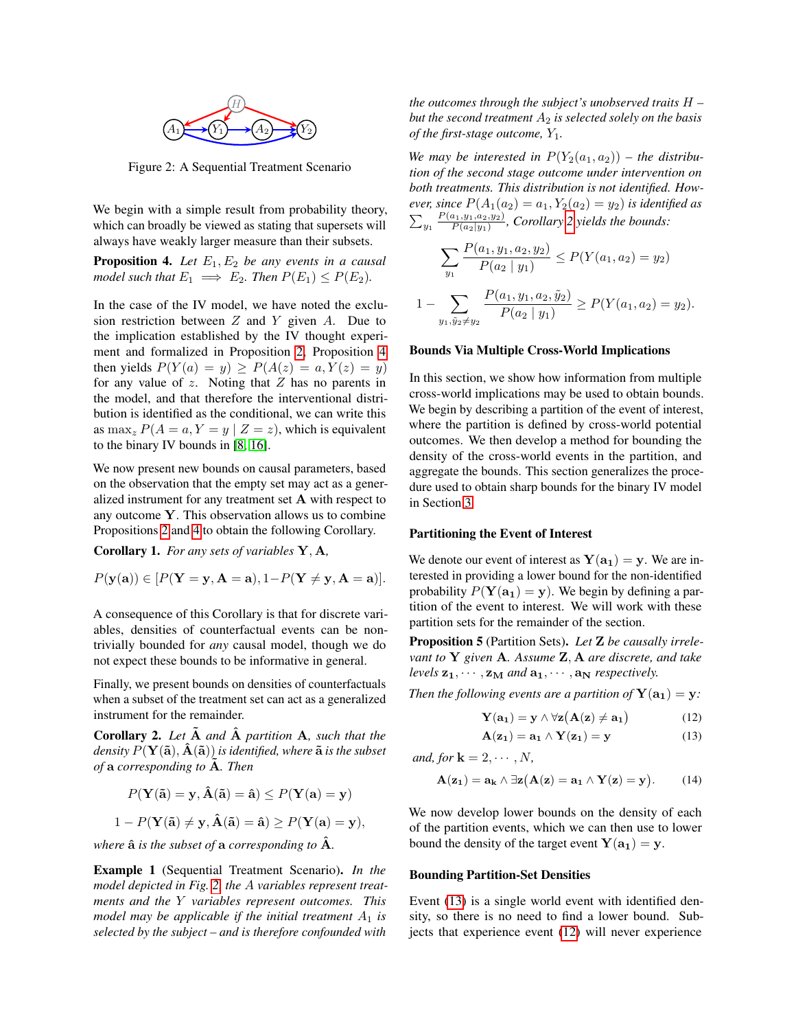Figure 2: A Sequential Treatment Scenario

We begin with a simple result from probability theory, which can broadly be viewed as stating that supersets will always have weakly larger measure than their subsets.

**Proposition 4.** *Let $E_1, E_2$ be any events in a causal model such that $E_1 \implies E_2$. Then $P(E_1) \leq P(E_2)$.*

In the case of the IV model, we have noted the exclusion restriction between $Z$ and $Y$ given $A$. Due to the implication established by the IV thought experiment and formalized in Proposition 2, Proposition 4 then yields $P(Y(a) = y) \geq P(A(z) = a, Y(z) = y)$ for any value of $z$. Noting that $Z$ has no parents in the model, and that therefore the interventional distribution is identified as the conditional, we can write this as $\max_z P(A = a, Y = y \mid Z = z)$, which is equivalent to the binary IV bounds in [8, 16].

We now present new bounds on causal parameters, based on the observation that the empty set may act as a generalized instrument for any treatment set $\mathbf{A}$ with respect to any outcome $\mathbf{Y}$. This observation allows us to combine Propositions 2 and 4 to obtain the following Corollary.

**Corollary 1.** *For any sets of variables $\mathbf{Y}, \mathbf{A}$,*

$$P(\mathbf{y}(\mathbf{a})) \in [P(\mathbf{Y} = \mathbf{y}, \mathbf{A} = \mathbf{a}), 1 - P(\mathbf{Y} \neq \mathbf{y}, \mathbf{A} = \mathbf{a})].$$

A consequence of this Corollary is that for discrete variables, densities of counterfactual events can be non-trivially bounded for *any* causal model, though we do not expect these bounds to be informative in general.

Finally, we present bounds on densities of counterfactuals when a subset of the treatment set can act as a generalized instrument for the remainder.

**Corollary 2.** *Let $\tilde{\mathbf{A}}$ and $\hat{\mathbf{A}}$ partition $\mathbf{A}$, such that the density $P(\mathbf{Y}(\tilde{\mathbf{a}}), \hat{\mathbf{A}}(\tilde{\mathbf{a}}))$ is identified, where $\tilde{\mathbf{a}}$ is the subset of $\mathbf{a}$ corresponding to $\tilde{\mathbf{A}}$. Then*

$$P(\mathbf{Y}(\tilde{\mathbf{a}}) = \mathbf{y}, \hat{\mathbf{A}}(\tilde{\mathbf{a}}) = \hat{\mathbf{a}}) \leq P(\mathbf{Y}(\mathbf{a}) = \mathbf{y})$$

$$1 - P(\mathbf{Y}(\tilde{\mathbf{a}}) \neq \mathbf{y}, \hat{\mathbf{A}}(\tilde{\mathbf{a}}) = \hat{\mathbf{a}}) \geq P(\mathbf{Y}(\mathbf{a}) = \mathbf{y}),$$

*where $\hat{\mathbf{a}}$ is the subset of $\mathbf{a}$ corresponding to $\hat{\mathbf{A}}$.*

**Example 1** (Sequential Treatment Scenario)**.** *In the model depicted in Fig. 2, the $A$ variables represent treatments and the $Y$ variables represent outcomes. This model may be applicable if the initial treatment $A_1$ is selected by the subject – and is therefore confounded with the outcomes through the subject's unobserved traits $H$ – but the second treatment $A_2$ is selected solely on the basis of the first-stage outcome, $Y_1$.*

*We may be interested in $P(Y_2(a_1, a_2))$ – the distribution of the second stage outcome under intervention on both treatments. This distribution is not identified. However, since $P(A_1(a_2) = a_1, Y_2(a_2) = y_2)$ is identified as $\sum_{y_1} \frac{P(a_1, y_1, a_2, y_2)}{P(a_2 \mid y_1)}$, Corollary 2 yields the bounds:*

$$\sum_{y_1} \frac{P(a_1, y_1, a_2, y_2)}{P(a_2 \mid y_1)} \leq P(Y(a_1, a_2) = y_2)$$

$$1 - \sum_{y_1, \tilde{y}_2 \neq y_2} \frac{P(a_1, y_1, a_2, \tilde{y}_2)}{P(a_2 \mid y_1)} \geq P(Y(a_1, a_2) = y_2).$$

### Bounds Via Multiple Cross-World Implications

In this section, we show how information from multiple cross-world implications may be used to obtain bounds. We begin by describing a partition of the event of interest, where the partition is defined by cross-world potential outcomes. We then develop a method for bounding the density of the cross-world events in the partition, and aggregate the bounds. This section generalizes the procedure used to obtain sharp bounds for the binary IV model in Section 3.

### Partitioning the Event of Interest

We denote our event of interest as $\mathbf{Y}(\mathbf{a_1}) = \mathbf{y}$. We are interested in providing a lower bound for the non-identified probability $P(\mathbf{Y}(\mathbf{a_1}) = \mathbf{y})$. We begin by defining a partition of the event to interest. We will work with these partition sets for the remainder of the section.

**Proposition 5** (Partition Sets)**.** *Let $\mathbf{Z}$ be causally irrelevant to $\mathbf{Y}$ given $\mathbf{A}$. Assume $\mathbf{Z}, \mathbf{A}$ are discrete, and take levels $\mathbf{z_1}, \cdots, \mathbf{z_M}$ and $\mathbf{a_1}, \cdots, \mathbf{a_N}$ respectively.*

*Then the following events are a partition of $\mathbf{Y}(\mathbf{a_1}) = \mathbf{y}$:*

$$\mathbf{Y}(\mathbf{a_1}) = \mathbf{y} \wedge \forall \mathbf{z}(\mathbf{A}(\mathbf{z}) \neq \mathbf{a_1}) \tag{12}$$

$$\mathbf{A}(\mathbf{z_1}) = \mathbf{a_1} \wedge \mathbf{Y}(\mathbf{z_1}) = \mathbf{y} \tag{13}$$

*and, for $\mathbf{k} = 2, \cdots, N$,*

$$\mathbf{A}(\mathbf{z_1}) = \mathbf{a_k} \wedge \exists \mathbf{z}(\mathbf{A}(\mathbf{z}) = \mathbf{a_1} \wedge \mathbf{Y}(\mathbf{z}) = \mathbf{y}). \tag{14}$$

We now develop lower bounds on the density of each of the partition events, which we can then use to lower bound the density of the target event $\mathbf{Y}(\mathbf{a_1}) = \mathbf{y}$.

### Bounding Partition-Set Densities

Event (13) is a single world event with identified density, so there is no need to find a lower bound. Subjects that experience event (12) will never experience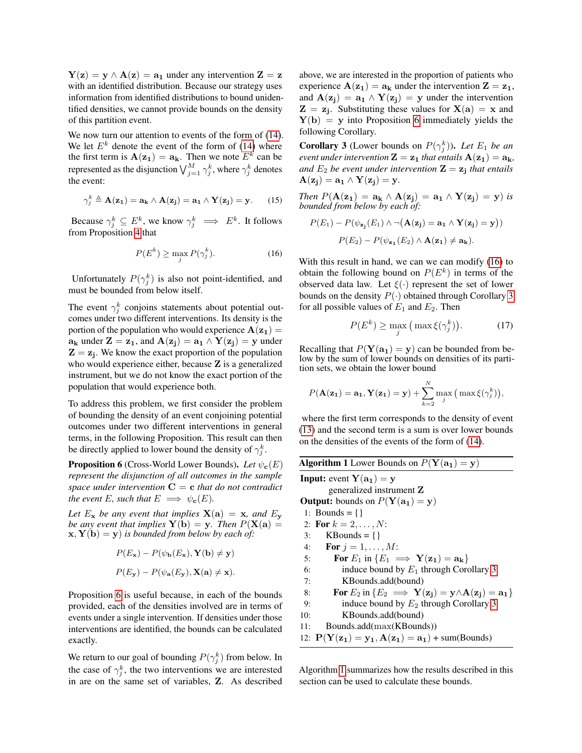$\mathbf{Y(z)} = \mathbf{y} \wedge \mathbf{A(z)} = \mathbf{a_1}$ under any intervention $\mathbf{Z} = \mathbf{z}$ with an identified distribution. Because our strategy uses information from identified distributions to bound unidentified densities, we cannot provide bounds on the density of this partition event.

We now turn our attention to events of the form of (14). We let $E^k$ denote the event of the form of (14) where the first term is $\mathbf{A(z_1)} = \mathbf{a_k}$. Then we note $E^k$ can be represented as the disjunction $\bigvee_{j=1}^{M} \gamma_j^k$, where $\gamma_j^k$ denotes the event:

$$\gamma_j^k \triangleq \mathbf{A(z_1)} = \mathbf{a_k} \wedge \mathbf{A(z_j)} = \mathbf{a_1} \wedge \mathbf{Y(z_j)} = \mathbf{y}. \quad (15)$$

Because $\gamma_j^k \subseteq E^k$, we know $\gamma_j^k \implies E^k$. It follows from Proposition 4 that

$$P(E^k) \geq \max_j P(\gamma_j^k). \quad (16)$$

Unfortunately $P(\gamma_j^k)$ is also not point-identified, and must be bounded from below itself.

The event $\gamma_j^k$ conjoins statements about potential outcomes under two different interventions. Its density is the portion of the population who would experience $\mathbf{A(z_1)} = \mathbf{a_k}$ under $\mathbf{Z} = \mathbf{z_1}$, and $\mathbf{A(z_j)} = \mathbf{a_1} \wedge \mathbf{Y(z_j)} = \mathbf{y}$ under $\mathbf{Z} = \mathbf{z_j}$. We know the exact proportion of the population who would experience either, because $\mathbf{Z}$ is a generalized instrument, but we do not know the exact portion of the population that would experience both.

To address this problem, we first consider the problem of bounding the density of an event conjoining potential outcomes under two different interventions in general terms, in the following Proposition. This result can then be directly applied to lower bound the density of $\gamma_j^k$.

**Proposition 6** (Cross-World Lower Bounds). *Let $\psi_{\mathbf{c}}(E)$ represent the disjunction of all outcomes in the sample space under intervention $\mathbf{C} = \mathbf{c}$ that do not contradict the event $E$, such that $E \implies \psi_{\mathbf{c}}(E)$.*

*Let $E_{\mathbf{x}}$ be any event that implies $\mathbf{X(a)} = \mathbf{x}$, and $E_{\mathbf{y}}$ be any event that implies $\mathbf{Y(b)} = \mathbf{y}$. Then $P(\mathbf{X(a)} = \mathbf{x}, \mathbf{Y(b)} = \mathbf{y})$ is bounded from below by each of:*

$$P(E_{\mathbf{x}}) - P(\psi_{\mathbf{b}}(E_{\mathbf{x}}), \mathbf{Y(b)} \neq \mathbf{y})$$

$$P(E_{\mathbf{y}}) - P(\psi_{\mathbf{a}}(E_{\mathbf{y}}), \mathbf{X(a)} \neq \mathbf{x}).$$

Proposition 6 is useful because, in each of the bounds provided, each of the densities involved are in terms of events under a single intervention. If densities under those interventions are identified, the bounds can be calculated exactly.

We return to our goal of bounding $P(\gamma_j^k)$ from below. In the case of $\gamma_j^k$, the two interventions we are interested in are on the same set of variables, $\mathbf{Z}$. As described above, we are interested in the proportion of patients who experience $\mathbf{A(z_1)} = \mathbf{a_k}$ under the intervention $\mathbf{Z} = \mathbf{z_1}$, and $\mathbf{A(z_j)} = \mathbf{a_1} \wedge \mathbf{Y(z_j)} = \mathbf{y}$ under the intervention $\mathbf{Z} = \mathbf{z_j}$. Substituting these values for $\mathbf{X(a)} = \mathbf{x}$ and $\mathbf{Y(b)} = \mathbf{y}$ into Proposition 6 immediately yields the following Corollary.

**Corollary 3** (Lower bounds on $P(\gamma_j^k)$). *Let $E_1$ be an event under intervention $\mathbf{Z} = \mathbf{z_1}$ that entails $\mathbf{A(z_1)} = \mathbf{a_k}$, and $E_2$ be event under intervention $\mathbf{Z} = \mathbf{z_j}$ that entails $\mathbf{A(z_j)} = \mathbf{a_1} \wedge \mathbf{Y(z_j)} = \mathbf{y}$.*

*Then $P(\mathbf{A(z_1)} = \mathbf{a_k} \wedge \mathbf{A(z_j)} = \mathbf{a_1} \wedge \mathbf{Y(z_j)} = \mathbf{y})$ is bounded from below by each of:*

$$P(E_1) - P(\psi_{\mathbf{z_j}}(E_1) \wedge \neg(\mathbf{A(z_j)} = \mathbf{a_1} \wedge \mathbf{Y(z_j)} = \mathbf{y}))$$

$$P(E_2) - P(\psi_{\mathbf{z_1}}(E_2) \wedge \mathbf{A(z_1)} \neq \mathbf{a_k}).$$

With this result in hand, we can we can modify (16) to obtain the following bound on $P(E^k)$ in terms of the observed data law. Let $\xi(\cdot)$ represent the set of lower bounds on the density $P(\cdot)$ obtained through Corollary 3 for all possible values of $E_1$ and $E_2$. Then

$$P(E^k) \geq \max_j \big( \max \xi(\gamma_j^k) \big). \quad (17)$$

Recalling that $P(\mathbf{Y(a_1)} = \mathbf{y})$ can be bounded from below by the sum of lower bounds on densities of its partition sets, we obtain the lower bound

$$P(\mathbf{A(z_1)} = \mathbf{a_1}, \mathbf{Y(z_1)} = \mathbf{y}) + \sum_{k=2}^{N} \max_j \big( \max \xi(\gamma_j^k) \big),$$

where the first term corresponds to the density of event (13) and the second term is a sum is over lower bounds on the densities of the events of the form of (14).

**Algorithm 1** Lower Bounds on $P(\mathbf{Y(a_1)} = \mathbf{y})$

**Input:** event $\mathbf{Y(a_1)} = \mathbf{y}$
  generalized instrument $\mathbf{Z}$
**Output:** bounds on $P(\mathbf{Y(a_1)} = \mathbf{y})$

```
1:  Bounds = {}
2:  For k = 2, ..., N:
3:    KBounds = {}
4:    For j = 1, ..., M:
5:      For E_1 in {E_1 ⟹ Y(z_1) = a_k}
6:        induce bound by E_1 through Corollary 3
7:        KBounds.add(bound)
8:      For E_2 in {E_2 ⟹ Y(z_j) = y ∧ A(z_j) = a_1}
9:        induce bound by E_2 through Corollary 3
10:       KBounds.add(bound)
11:   Bounds.add(max(KBounds))
12: P(Y(z_1) = y_1, A(z_1) = a_1) + sum(Bounds)
```

Algorithm 1 summarizes how the results described in this section can be used to calculate these bounds.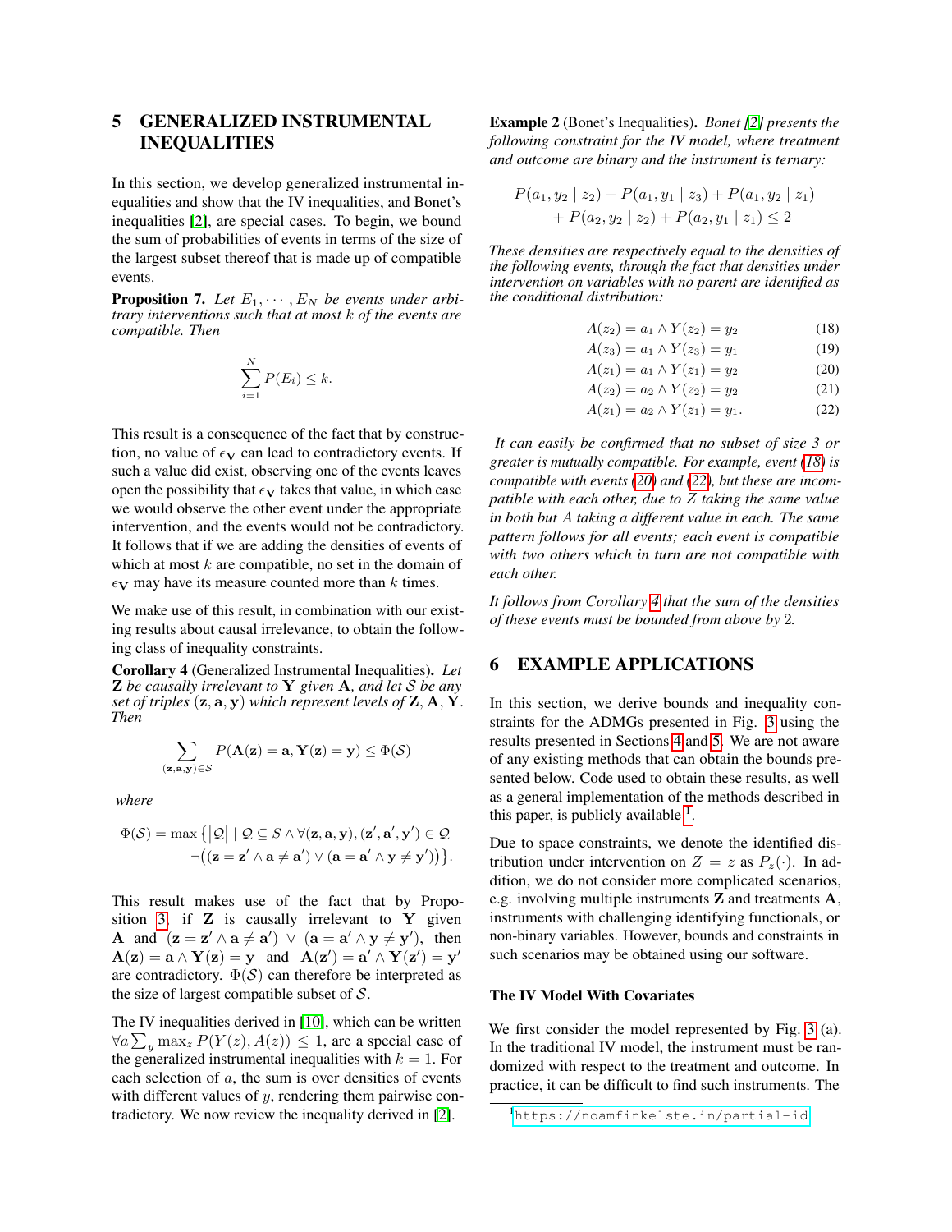## 5 GENERALIZED INSTRUMENTAL INEQUALITIES

In this section, we develop generalized instrumental inequalities and show that the IV inequalities, and Bonet's inequalities [2], are special cases. To begin, we bound the sum of probabilities of events in terms of the size of the largest subset thereof that is made up of compatible events.

**Proposition 7.** *Let $E_1, \cdots, E_N$ be events under arbitrary interventions such that at most $k$ of the events are compatible. Then*

$$\sum_{i=1}^{N} P(E_i) \leq k.$$

This result is a consequence of the fact that by construction, no value of $\epsilon_{\mathbf{V}}$ can lead to contradictory events. If such a value did exist, observing one of the events leaves open the possibility that $\epsilon_{\mathbf{V}}$ takes that value, in which case we would observe the other event under the appropriate intervention, and the events would not be contradictory. It follows that if we are adding the densities of events of which at most $k$ are compatible, no set in the domain of $\epsilon_{\mathbf{V}}$ may have its measure counted more than $k$ times.

We make use of this result, in combination with our existing results about causal irrelevance, to obtain the following class of inequality constraints.

**Corollary 4** (Generalized Instrumental Inequalities)**.** *Let $\mathbf{Z}$ be causally irrelevant to $\mathbf{Y}$ given $\mathbf{A}$, and let $\mathcal{S}$ be any set of triples $(\mathbf{z}, \mathbf{a}, \mathbf{y})$ which represent levels of $\mathbf{Z}, \mathbf{A}, \mathbf{Y}$. Then*

$$\sum_{(\mathbf{z},\mathbf{a},\mathbf{y})\in\mathcal{S}} P(\mathbf{A}(\mathbf{z}) = \mathbf{a}, \mathbf{Y}(\mathbf{z}) = \mathbf{y}) \leq \Phi(\mathcal{S})$$

*where*

$$\Phi(\mathcal{S}) = \max\big\{|\mathcal{Q}| \mid \mathcal{Q} \subseteq S \wedge \forall(\mathbf{z},\mathbf{a},\mathbf{y}),(\mathbf{z}',\mathbf{a}',\mathbf{y}') \in \mathcal{Q} \\ \neg\big((\mathbf{z} = \mathbf{z}' \wedge \mathbf{a} \neq \mathbf{a}') \vee (\mathbf{a} = \mathbf{a}' \wedge \mathbf{y} \neq \mathbf{y}')\big)\big\}.$$

This result makes use of the fact that by Proposition 3, if $\mathbf{Z}$ is causally irrelevant to $\mathbf{Y}$ given $\mathbf{A}$ and $(\mathbf{z} = \mathbf{z}' \wedge \mathbf{a} \neq \mathbf{a}') \vee (\mathbf{a} = \mathbf{a}' \wedge \mathbf{y} \neq \mathbf{y}')$, then $\mathbf{A}(\mathbf{z}) = \mathbf{a} \wedge \mathbf{Y}(\mathbf{z}) = \mathbf{y}$ and $\mathbf{A}(\mathbf{z}') = \mathbf{a}' \wedge \mathbf{Y}(\mathbf{z}') = \mathbf{y}'$ are contradictory. $\Phi(\mathcal{S})$ can therefore be interpreted as the size of largest compatible subset of $\mathcal{S}$.

The IV inequalities derived in [10], which can be written $\forall a \sum_y \max_z P(Y(z), A(z)) \leq 1$, are a special case of the generalized instrumental inequalities with $k = 1$. For each selection of $a$, the sum is over densities of events with different values of $y$, rendering them pairwise contradictory. We now review the inequality derived in [2].

**Example 2** (Bonet's Inequalities)**.** *Bonet [2] presents the following constraint for the IV model, where treatment and outcome are binary and the instrument is ternary:*

$$P(a_1, y_2 \mid z_2) + P(a_1, y_1 \mid z_3) + P(a_1, y_2 \mid z_1) \\ + P(a_2, y_2 \mid z_2) + P(a_2, y_1 \mid z_1) \leq 2$$

*These densities are respectively equal to the densities of the following events, through the fact that densities under intervention on variables with no parent are identified as the conditional distribution:*

$$A(z_2) = a_1 \wedge Y(z_2) = y_2 \tag{18}$$
$$A(z_3) = a_1 \wedge Y(z_3) = y_1 \tag{19}$$
$$A(z_1) = a_1 \wedge Y(z_1) = y_2 \tag{20}$$
$$A(z_2) = a_2 \wedge Y(z_2) = y_2 \tag{21}$$
$$A(z_1) = a_2 \wedge Y(z_1) = y_1. \tag{22}$$

*It can easily be confirmed that no subset of size 3 or greater is mutually compatible. For example, event (18) is compatible with events (20) and (22), but these are incompatible with each other, due to $Z$ taking the same value in both but $A$ taking a different value in each. The same pattern follows for all events; each event is compatible with two others which in turn are not compatible with each other.*

*It follows from Corollary 4 that the sum of the densities of these events must be bounded from above by 2.*

## 6 EXAMPLE APPLICATIONS

In this section, we derive bounds and inequality constraints for the ADMGs presented in Fig. 3 using the results presented in Sections 4 and 5. We are not aware of any existing methods that can obtain the bounds presented below. Code used to obtain these results, as well as a general implementation of the methods described in this paper, is publicly available [1].

Due to space constraints, we denote the identified distribution under intervention on $Z = z$ as $P_z(\cdot)$. In addition, we do not consider more complicated scenarios, e.g. involving multiple instruments $\mathbf{Z}$ and treatments $\mathbf{A}$, instruments with challenging identifying functionals, or non-binary variables. However, bounds and constraints in such scenarios may be obtained using our software.

### The IV Model With Covariates

We first consider the model represented by Fig. 3 (a). In the traditional IV model, the instrument must be randomized with respect to the treatment and outcome. In practice, it can be difficult to find such instruments. The

[1] https://noamfinkelste.in/partial-id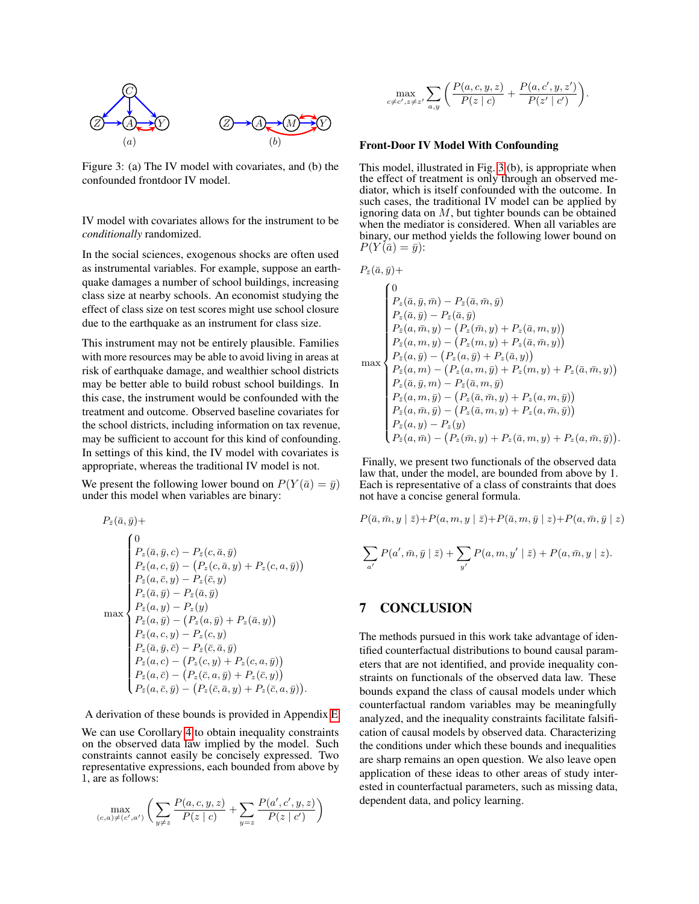Figure 3: (a) The IV model with covariates, and (b) the confounded frontdoor IV model.

IV model with covariates allows for the instrument to be *conditionally* randomized.

In the social sciences, exogenous shocks are often used as instrumental variables. For example, suppose an earthquake damages a number of school buildings, increasing class size at nearby schools. An economist studying the effect of class size on test scores might use school closure due to the earthquake as an instrument for class size.

This instrument may not be entirely plausible. Families with more resources may be able to avoid living in areas at risk of earthquake damage, and wealthier school districts may be better able to build robust school buildings. In this case, the instrument would be confounded with the treatment and outcome. Observed baseline covariates for the school districts, including information on tax revenue, may be sufficient to account for this kind of confounding. In settings of this kind, the IV model with covariates is appropriate, whereas the traditional IV model is not.

We present the following lower bound on $P(Y(\bar{a}) = \bar{y})$ under this model when variables are binary:

$$
P_{\bar{z}}(\bar{a},\bar{y}) + \max \begin{cases}
0 \\
P_z(\bar{a},\bar{y},c) - P_{\bar{z}}(c,\bar{a},\bar{y}) \\
P_{\bar{z}}(a,c,\bar{y}) - \big(P_z(c,\bar{a},y) + P_z(c,a,\bar{y})\big) \\
P_{\bar{z}}(a,\bar{c},y) - P_z(\bar{c},y) \\
P_z(\bar{a},\bar{y}) - P_{\bar{z}}(\bar{a},\bar{y}) \\
P_{\bar{z}}(a,y) - P_z(y) \\
P_{\bar{z}}(a,\bar{y}) - \big(P_z(a,\bar{y}) + P_z(\bar{a},y)\big) \\
P_{\bar{z}}(a,c,y) - P_z(c,y) \\
P_z(\bar{a},\bar{y},\bar{c}) - P_{\bar{z}}(\bar{c},\bar{a},\bar{y}) \\
P_{\bar{z}}(a,c) - \big(P_z(c,y) + P_z(c,a,\bar{y})\big) \\
P_{\bar{z}}(a,\bar{c}) - \big(P_z(\bar{c},a,\bar{y}) + P_z(\bar{c},y)\big) \\
P_{\bar{z}}(a,\bar{c},\bar{y}) - \big(P_z(\bar{c},\bar{a},y) + P_z(\bar{c},a,\bar{y})\big).
\end{cases}
$$

A derivation of these bounds is provided in Appendix E.

We can use Corollary 4 to obtain inequality constraints on the observed data law implied by the model. Such constraints cannot easily be concisely expressed. Two representative expressions, each bounded from above by 1, are as follows:

$$
\max_{(c,a)\neq(c',a')} \left( \sum_{y\neq z} \frac{P(a,c,y,z)}{P(z \mid c)} + \sum_{y=z} \frac{P(a',c',y,z)}{P(z \mid c')} \right)
$$

$$
\max_{c\neq c', z\neq z'} \sum_{a,y} \left( \frac{P(a,c,y,z)}{P(z \mid c)} + \frac{P(a,c',y,z')}{P(z' \mid c')} \right).
$$

### Front-Door IV Model With Confounding

This model, illustrated in Fig. 3(b), is appropriate when the effect of treatment is only through an observed mediator, which is itself confounded with the outcome. In such cases, the traditional IV model can be applied by ignoring data on $M$, but tighter bounds can be obtained when the mediator is considered. When all variables are binary, our method yields the following lower bound on $P(Y(\bar{a}) = \bar{y})$:

$$
P_{\bar{z}}(\bar{a},\bar{y}) + \max \begin{cases}
0 \\
P_z(\bar{a},\bar{y},\bar{m}) - P_{\bar{z}}(\bar{a},\bar{m},\bar{y}) \\
P_z(\bar{a},\bar{y}) - P_{\bar{z}}(\bar{a},\bar{y}) \\
P_{\bar{z}}(a,\bar{m},y) - \big(P_z(\bar{m},y) + P_z(\bar{a},m,y)\big) \\
P_{\bar{z}}(a,m,y) - \big(P_z(m,y) + P_z(\bar{a},\bar{m},y)\big) \\
P_{\bar{z}}(a,\bar{y}) - \big(P_z(a,\bar{y}) + P_z(\bar{a},y)\big) \\
P_{\bar{z}}(a,m) - \big(P_z(a,m,\bar{y}) + P_z(m,y) + P_z(\bar{a},\bar{m},y)\big) \\
P_z(\bar{a},\bar{y},m) - P_{\bar{z}}(\bar{a},m,\bar{y}) \\
P_{\bar{z}}(a,m,\bar{y}) - \big(P_z(\bar{a},\bar{m},y) + P_z(a,m,\bar{y})\big) \\
P_{\bar{z}}(a,\bar{m},\bar{y}) - \big(P_z(\bar{a},m,y) + P_z(a,\bar{m},\bar{y})\big) \\
P_{\bar{z}}(a,y) - P_z(y) \\
P_{\bar{z}}(a,\bar{m}) - \big(P_z(\bar{m},y) + P_z(\bar{a},m,y) + P_z(a,\bar{m},\bar{y})\big).
\end{cases}
$$

Finally, we present two functionals of the observed data law that, under the model, are bounded from above by 1. Each is representative of a class of constraints that does not have a concise general formula.

$$
P(\bar{a},\bar{m},y \mid \bar{z}) + P(a,m,y \mid \bar{z}) + P(\bar{a},m,\bar{y} \mid z) + P(a,\bar{m},\bar{y} \mid z)
$$

$$
\sum_{a'} P(a',\bar{m},\bar{y} \mid \bar{z}) + \sum_{y'} P(a,m,y' \mid \bar{z}) + P(a,\bar{m},y \mid z).
$$

## 7 CONCLUSION

The methods pursued in this work take advantage of identified counterfactual distributions to bound causal parameters that are not identified, and provide inequality constraints on functionals of the observed data law. These bounds expand the class of causal models under which counterfactual random variables may be meaningfully analyzed, and the inequality constraints facilitate falsification of causal models by observed data. Characterizing the conditions under which these bounds and inequalities are sharp remains an open question. We also leave open application of these ideas to other areas of study interested in counterfactual parameters, such as missing data, dependent data, and policy learning.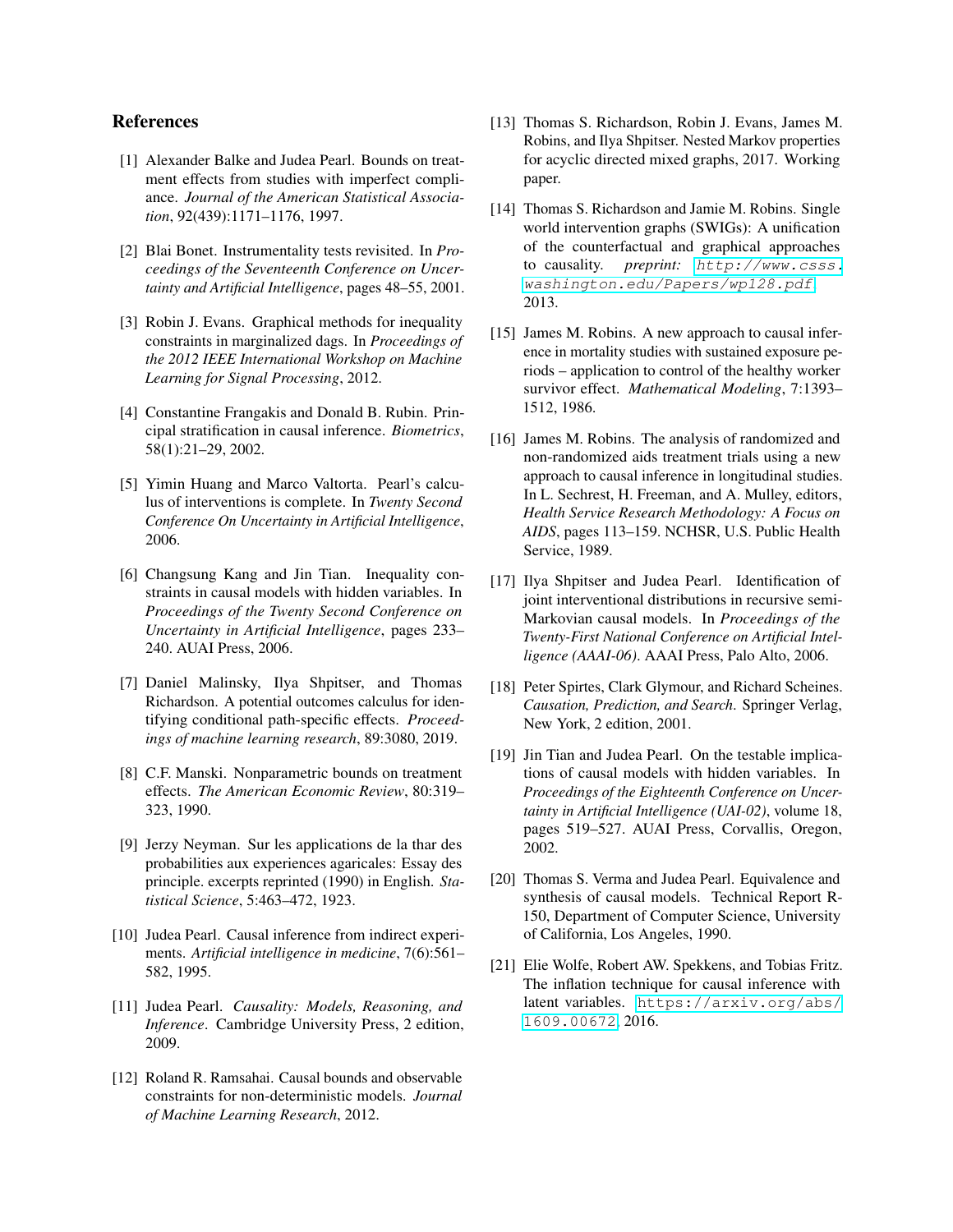## References

[1] Alexander Balke and Judea Pearl. Bounds on treatment effects from studies with imperfect compliance. *Journal of the American Statistical Association*, 92(439):1171–1176, 1997.

[2] Blai Bonet. Instrumentality tests revisited. In *Proceedings of the Seventeenth Conference on Uncertainty and Artificial Intelligence*, pages 48–55, 2001.

[3] Robin J. Evans. Graphical methods for inequality constraints in marginalized dags. In *Proceedings of the 2012 IEEE International Workshop on Machine Learning for Signal Processing*, 2012.

[4] Constantine Frangakis and Donald B. Rubin. Principal stratification in causal inference. *Biometrics*, 58(1):21–29, 2002.

[5] Yimin Huang and Marco Valtorta. Pearl's calculus of interventions is complete. In *Twenty Second Conference On Uncertainty in Artificial Intelligence*, 2006.

[6] Changsung Kang and Jin Tian. Inequality constraints in causal models with hidden variables. In *Proceedings of the Twenty Second Conference on Uncertainty in Artificial Intelligence*, pages 233–240. AUAI Press, 2006.

[7] Daniel Malinsky, Ilya Shpitser, and Thomas Richardson. A potential outcomes calculus for identifying conditional path-specific effects. *Proceedings of machine learning research*, 89:3080, 2019.

[8] C.F. Manski. Nonparametric bounds on treatment effects. *The American Economic Review*, 80:319–323, 1990.

[9] Jerzy Neyman. Sur les applications de la thar des probabilities aux experiences agaricales: Essay des principle. excerpts reprinted (1990) in English. *Statistical Science*, 5:463–472, 1923.

[10] Judea Pearl. Causal inference from indirect experiments. *Artificial intelligence in medicine*, 7(6):561–582, 1995.

[11] Judea Pearl. *Causality: Models, Reasoning, and Inference*. Cambridge University Press, 2 edition, 2009.

[12] Roland R. Ramsahai. Causal bounds and observable constraints for non-deterministic models. *Journal of Machine Learning Research*, 2012.

[13] Thomas S. Richardson, Robin J. Evans, James M. Robins, and Ilya Shpitser. Nested Markov properties for acyclic directed mixed graphs, 2017. Working paper.

[14] Thomas S. Richardson and Jamie M. Robins. Single world intervention graphs (SWIGs): A unification of the counterfactual and graphical approaches to causality. *preprint:* http://www.csss.washington.edu/Papers/wp128.pdf 2013.

[15] James M. Robins. A new approach to causal inference in mortality studies with sustained exposure periods – application to control of the healthy worker survivor effect. *Mathematical Modeling*, 7:1393–1512, 1986.

[16] James M. Robins. The analysis of randomized and non-randomized aids treatment trials using a new approach to causal inference in longitudinal studies. In L. Sechrest, H. Freeman, and A. Mulley, editors, *Health Service Research Methodology: A Focus on AIDS*, pages 113–159. NCHSR, U.S. Public Health Service, 1989.

[17] Ilya Shpitser and Judea Pearl. Identification of joint interventional distributions in recursive semi-Markovian causal models. In *Proceedings of the Twenty-First National Conference on Artificial Intelligence (AAAI-06)*. AAAI Press, Palo Alto, 2006.

[18] Peter Spirtes, Clark Glymour, and Richard Scheines. *Causation, Prediction, and Search*. Springer Verlag, New York, 2 edition, 2001.

[19] Jin Tian and Judea Pearl. On the testable implications of causal models with hidden variables. In *Proceedings of the Eighteenth Conference on Uncertainty in Artificial Intelligence (UAI-02)*, volume 18, pages 519–527. AUAI Press, Corvallis, Oregon, 2002.

[20] Thomas S. Verma and Judea Pearl. Equivalence and synthesis of causal models. Technical Report R-150, Department of Computer Science, University of California, Los Angeles, 1990.

[21] Elie Wolfe, Robert AW. Spekkens, and Tobias Fritz. The inflation technique for causal inference with latent variables. https://arxiv.org/abs/1609.00672, 2016.